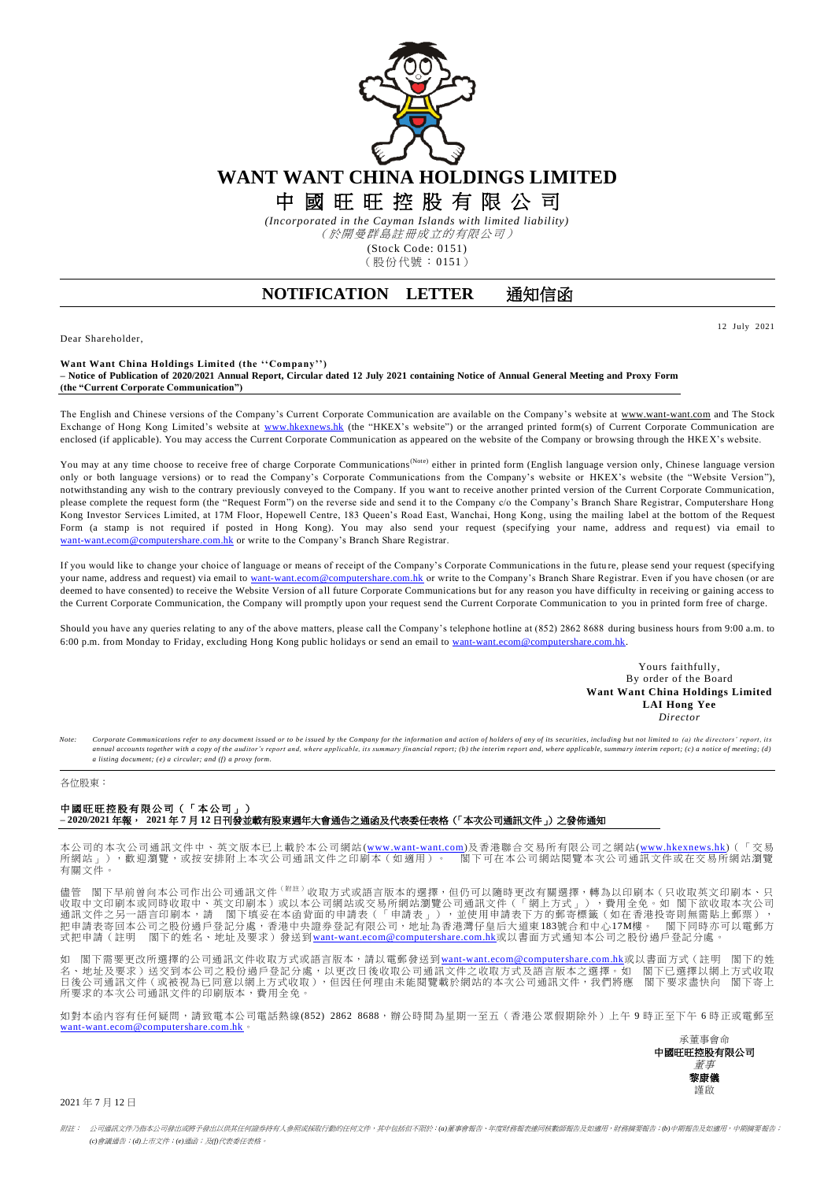# WANT WANT CHINA HOLDINGS LIMITED

# 中國旺旺控股有限公司

*(Incorporated in the Cayman Islands with limited liability)*

*（於開曼群島註冊成立的有限公司）*

(Stock Code: 0151)

（股份代號：0151）

## NOTIFICATION LETTER 通知信函

12 July 2021

Dear Shareholder,

**Want Want China Holdings Limited (the ''Company'')**
**– Notice of Publication of 2020/2021 Annual Report, Circular dated 12 July 2021 containing Notice of Annual General Meeting and Proxy Form (the "Current Corporate Communication")**

The English and Chinese versions of the Company's Current Corporate Communication are available on the Company's website at www.want-want.com and The Stock Exchange of Hong Kong Limited's website at www.hkexnews.hk (the "HKEX's website") or the arranged printed form(s) of Current Corporate Communication are enclosed (if applicable). You may access the Current Corporate Communication as appeared on the website of the Company or browsing through the HKEX's website.

You may at any time choose to receive free of charge Corporate Communications[(Note)] either in printed form (English language version only, Chinese language version only or both language versions) or to read the Company's Corporate Communications from the Company's website or HKEX's website (the "Website Version"), notwithstanding any wish to the contrary previously conveyed to the Company. If you want to receive another printed version of the Current Corporate Communication, please complete the request form (the "Request Form") on the reverse side and send it to the Company c/o the Company's Branch Share Registrar, Computershare Hong Kong Investor Services Limited, at 17M Floor, Hopewell Centre, 183 Queen's Road East, Wanchai, Hong Kong, using the mailing label at the bottom of the Request Form (a stamp is not required if posted in Hong Kong). You may also send your request (specifying your name, address and request) via email to want-want.ecom@computershare.com.hk or write to the Company's Branch Share Registrar.

If you would like to change your choice of language or means of receipt of the Company's Corporate Communications in the future, please send your request (specifying your name, address and request) via email to want-want.ecom@computershare.com.hk or write to the Company's Branch Share Registrar. Even if you have chosen (or are deemed to have consented) to receive the Website Version of all future Corporate Communications but for any reason you have difficulty in receiving or gaining access to the Current Corporate Communication, the Company will promptly upon your request send the Current Corporate Communication to you in printed form free of charge.

Should you have any queries relating to any of the above matters, please call the Company's telephone hotline at (852) 2862 8688 during business hours from 9:00 a.m. to 6:00 p.m. from Monday to Friday, excluding Hong Kong public holidays or send an email to want-want.ecom@computershare.com.hk.

Yours faithfully,
By order of the Board
**Want Want China Holdings Limited**
**LAI Hong Yee**
*Director*

*Note: Corporate Communications refer to any document issued or to be issued by the Company for the information and action of holders of any of its securities, including but not limited to (a) the directors' report, its annual accounts together with a copy of the auditor's report and, where applicable, its summary financial report; (b) the interim report and, where applicable, summary interim report; (c) a notice of meeting; (d) a listing document; (e) a circular; and (f) a proxy form.*

---

各位股東：

**中國旺旺控股有限公司（「本公司」）**
**– 2020/2021 年報， 2021 年 7 月 12 日刊發並載有股東週年大會通告之通函及代表委任表格（「本次公司通訊文件」）之發佈通知**

本公司的本次公司通訊文件中、英文版本已上載於本公司網站(www.want-want.com)及香港聯合交易所有限公司之網站(www.hkexnews.hk)（「交易所網站」），歡迎瀏覽，或按安排附上本次公司通訊文件之印刷本（如適用）。 閣下可在本公司網站閱覽本次公司通訊文件或在交易所網站瀏覽有關文件。

儘管 閣下早前曾向本公司作出公司通訊文件[（附註）]收取方式或語言版本的選擇，但仍可以隨時更改有關選擇，轉為以印刷本（只收取英文印刷本、只收取中文印刷本或同時收取中、英文印刷本）或以本公司網站或交易所網站瀏覽公司通訊文件（「網上方式」），費用全免。如 閣下欲收取本次公司通訊文件之另一語言印刷本，請 閣下填妥在本函背面的申請表（「申請表」），並使用申請表下方的郵寄標籤（如在香港投寄則無需貼上郵票），把申請表寄回本公司之股份過戶登記分處，香港中央證券登記有限公司，地址為香港灣仔皇后大道東183號合和中心17M樓。 閣下同時亦可以電郵方式把申請（註明 閣下的姓名、地址及要求）發送到want-want.ecom@computershare.com.hk或以書面方式通知本公司之股份過戶登記分處。

如 閣下需要更改所選擇的公司通訊文件收取方式或語言版本，請以電郵發送到want-want.ecom@computershare.com.hk或以書面方式（註明 閣下的姓名、地址及要求）送交到本公司之股份過戶登記分處，以更改日後收取公司通訊文件之收取方式及語言版本之選擇。如 閣下已選擇以網上方式收取日後公司通訊文件（或被視為已同意以網上方式收取），但因任何理由未能閱覽載於網站的本次公司通訊文件，我們將應 閣下要求盡快向 閣下寄上所要求的本次公司通訊文件的印刷版本，費用全免。

如對本函內容有任何疑問，請致電本公司電話熱線(852) 2862 8688，辦公時間為星期一至五（香港公眾假期除外）上午 9 時正至下午 6 時正或電郵至want-want.ecom@computershare.com.hk。

承董事會命
**中國旺旺控股有限公司**
*董事*
**黎康儀**
謹啟

2021 年 7 月 12 日

*附註： 公司通訊文件乃指本公司發出或將予發出以供其任何證券持有人參照或採取行動的任何文件，其中包括但不限於：(a)董事會報告、年度財務報表連同核數師報告及如適用，財務摘要報告；(b)中期報告及如適用，中期摘要報告；(c)會議通告；(d)上市文件；(e)通函；及(f)代表委任表格。*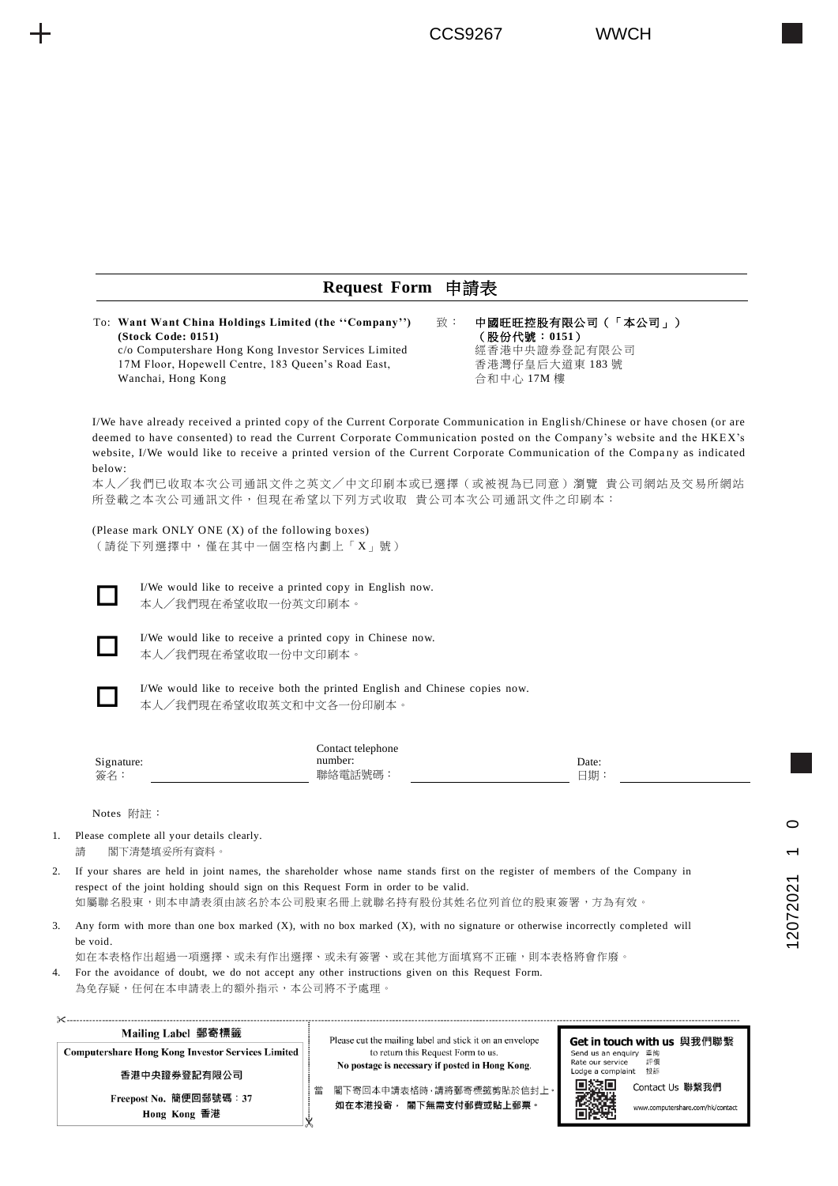# Request Form 申請表

To: **Want Want China Holdings Limited (the ''Company'')**
**(Stock Code: 0151)**
c/o Computershare Hong Kong Investor Services Limited
17M Floor, Hopewell Centre, 183 Queen's Road East,
Wanchai, Hong Kong

致：**中國旺旺控股有限公司（「本公司」）**
**（股份代號：0151）**
經香港中央證券登記有限公司
香港灣仔皇后大道東 183 號
合和中心 17M 樓

I/We have already received a printed copy of the Current Corporate Communication in English/Chinese or have chosen (or are deemed to have consented) to read the Current Corporate Communication posted on the Company's website and the HKEX's website, I/We would like to receive a printed version of the Current Corporate Communication of the Company as indicated below:

本人／我們已收取本次公司通訊文件之英文／中文印刷本或已選擇（或被視為已同意）瀏覽 貴公司網站及交易所網站所登載之本次公司通訊文件，但現在希望以下列方式收取 貴公司本次公司通訊文件之印刷本：

(Please mark ONLY ONE (X) of the following boxes)
（請從下列選擇中，僅在其中一個空格內劃上「X」號）

☐ I/We would like to receive a printed copy in English now.
本人／我們現在希望收取一份英文印刷本。

☐ I/We would like to receive a printed copy in Chinese now.
本人／我們現在希望收取一份中文印刷本。

☐ I/We would like to receive both the printed English and Chinese copies now.
本人／我們現在希望收取英文和中文各一份印刷本。

Signature: 簽名：\_\_\_\_\_\_\_\_\_\_ Contact telephone number: 聯絡電話號碼：\_\_\_\_\_\_\_\_\_\_ Date: 日期：\_\_\_\_\_\_\_\_\_\_

Notes 附註：

1. Please complete all your details clearly.
   請 閣下清楚填妥所有資料。
2. If your shares are held in joint names, the shareholder whose name stands first on the register of members of the Company in respect of the joint holding should sign on this Request Form in order to be valid.
   如屬聯名股東，則本申請表須由該名於本公司股東名冊上就聯名持有股份其姓名位列首位的股東簽署，方為有效。
3. Any form with more than one box marked (X), with no box marked (X), with no signature or otherwise incorrectly completed will be void.
   如在本表格作出超過一項選擇、或未有作出選擇、或未有簽署、或在其他方面填寫不正確，則本表格將會作廢。
4. For the avoidance of doubt, we do not accept any other instructions given on this Request Form.
   為免存疑，任何在本申請表上的額外指示，本公司將不予處理。

---

**Mailing Label 郵寄標籤**

**Computershare Hong Kong Investor Services Limited**
**香港中央證券登記有限公司**
**Freepost No. 簡便回郵號碼：37**
**Hong Kong 香港**

Please cut the mailing label and stick it on an envelope to return this Request Form to us.
**No postage is necessary if posted in Hong Kong.**

當 閣下寄回本申請表格時，請將郵寄標籤剪貼於信封上。
**如在本港投寄， 閣下無需支付郵費或貼上郵票。**

**Get in touch with us 與我們聯繫**
Send us an enquiry 查詢
Rate our service 評價
Lodge a complaint 投訴
Contact Us 聯繫我們
www.computershare.com/hk/contact